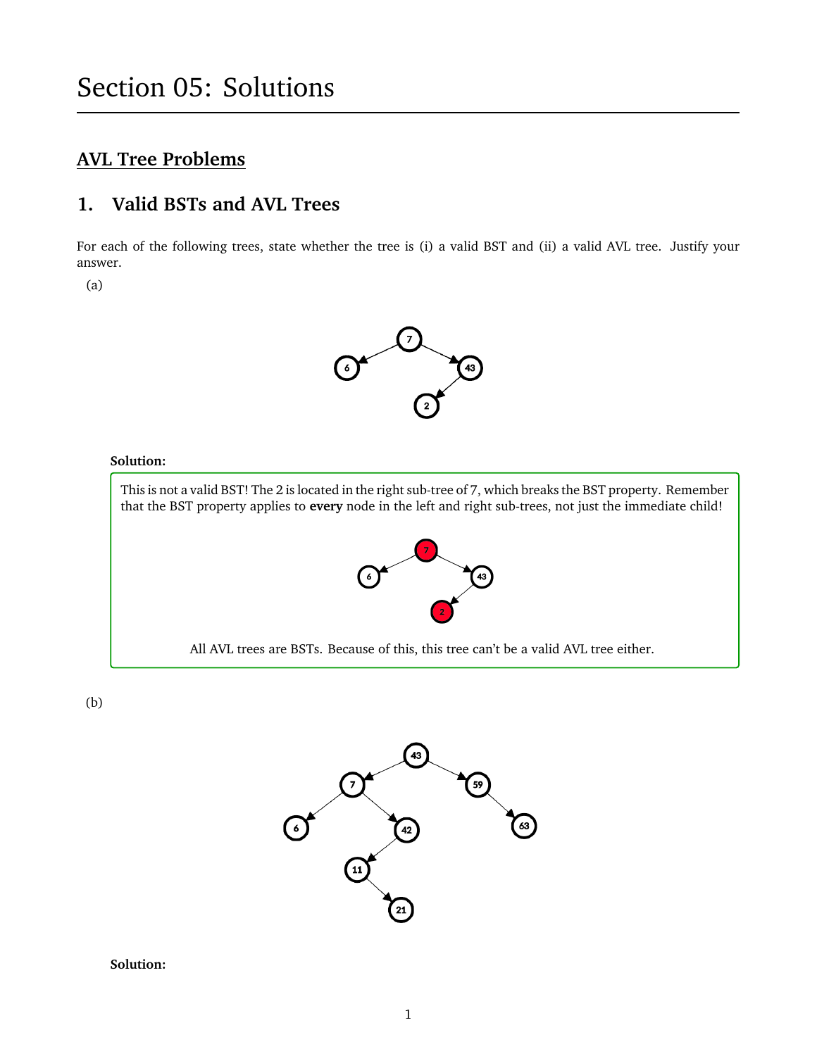# Section 05: Solutions

## AVL Tree Problems

### 1. Valid BSTs and AVL Trees

For each of the following trees, state whether the tree is (i) a valid BST and (ii) a valid AVL tree. Justify your answer.

(a)

**Solution:**

This is not a valid BST! The 2 is located in the right sub-tree of 7, which breaks the BST property. Remember that the BST property applies to **every** node in the left and right sub-trees, not just the immediate child!

All AVL trees are BSTs. Because of this, this tree can't be a valid AVL tree either.

(b)

**Solution:**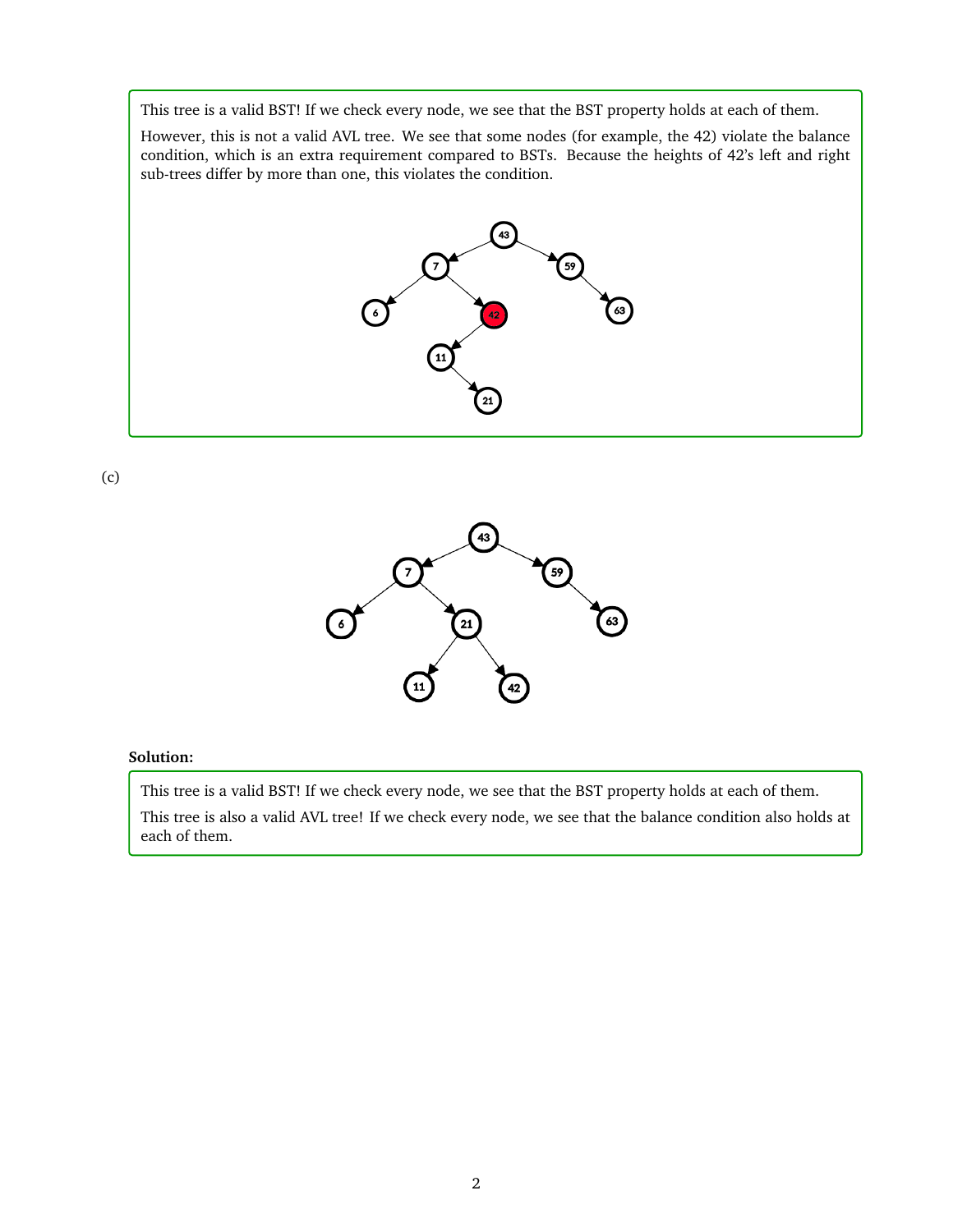This tree is a valid BST! If we check every node, we see that the BST property holds at each of them.

However, this is not a valid AVL tree. We see that some nodes (for example, the 42) violate the balance condition, which is an extra requirement compared to BSTs. Because the heights of 42's left and right sub-trees differ by more than one, this violates the condition.

(c)

**Solution:**

This tree is a valid BST! If we check every node, we see that the BST property holds at each of them.

This tree is also a valid AVL tree! If we check every node, we see that the balance condition also holds at each of them.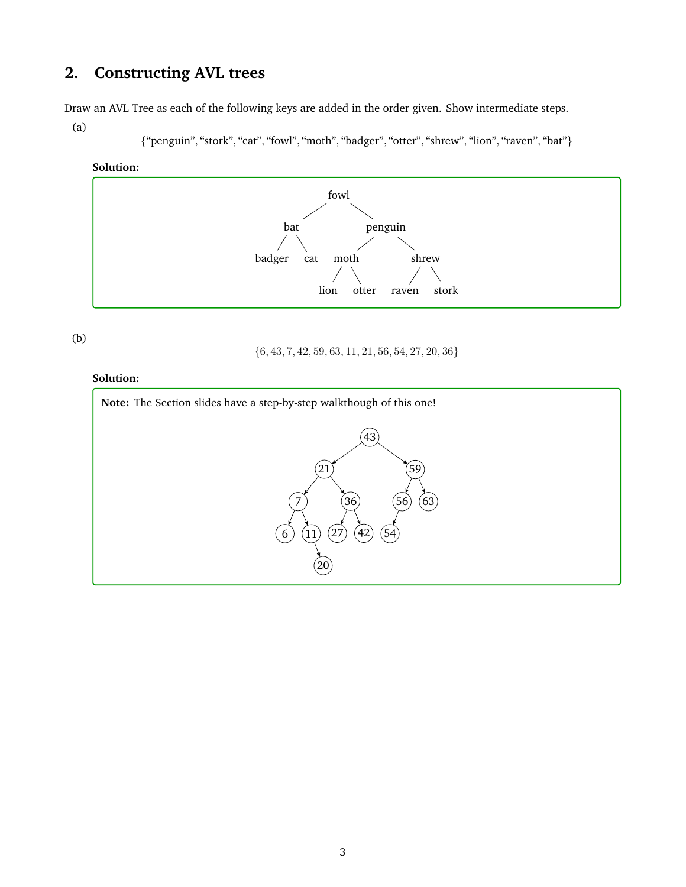## 2. Constructing AVL trees

Draw an AVL Tree as each of the following keys are added in the order given. Show intermediate steps.

(a)

$$\{\text{"penguin"}, \text{"stork"}, \text{"cat"}, \text{"fowl"}, \text{"moth"}, \text{"badger"}, \text{"otter"}, \text{"shrew"}, \text{"lion"}, \text{"raven"}, \text{"bat"}\}$$

**Solution:**

```
                fowl
              /      \
          bat          penguin
         /   \        /       \
    badger   cat   moth        shrew
                  /    \      /     \
               lion   otter raven   stork
```

(b)

$$\{6, 43, 7, 42, 59, 63, 11, 21, 56, 54, 27, 20, 36\}$$

**Solution:**

**Note:** The Section slides have a step-by-step walkthough of this one!

```
                 43
               /    \
            21        59
           /  \      /  \
          7    36   56   63
         / \   / \   /
        6  11 27 42 54
             \
             20
```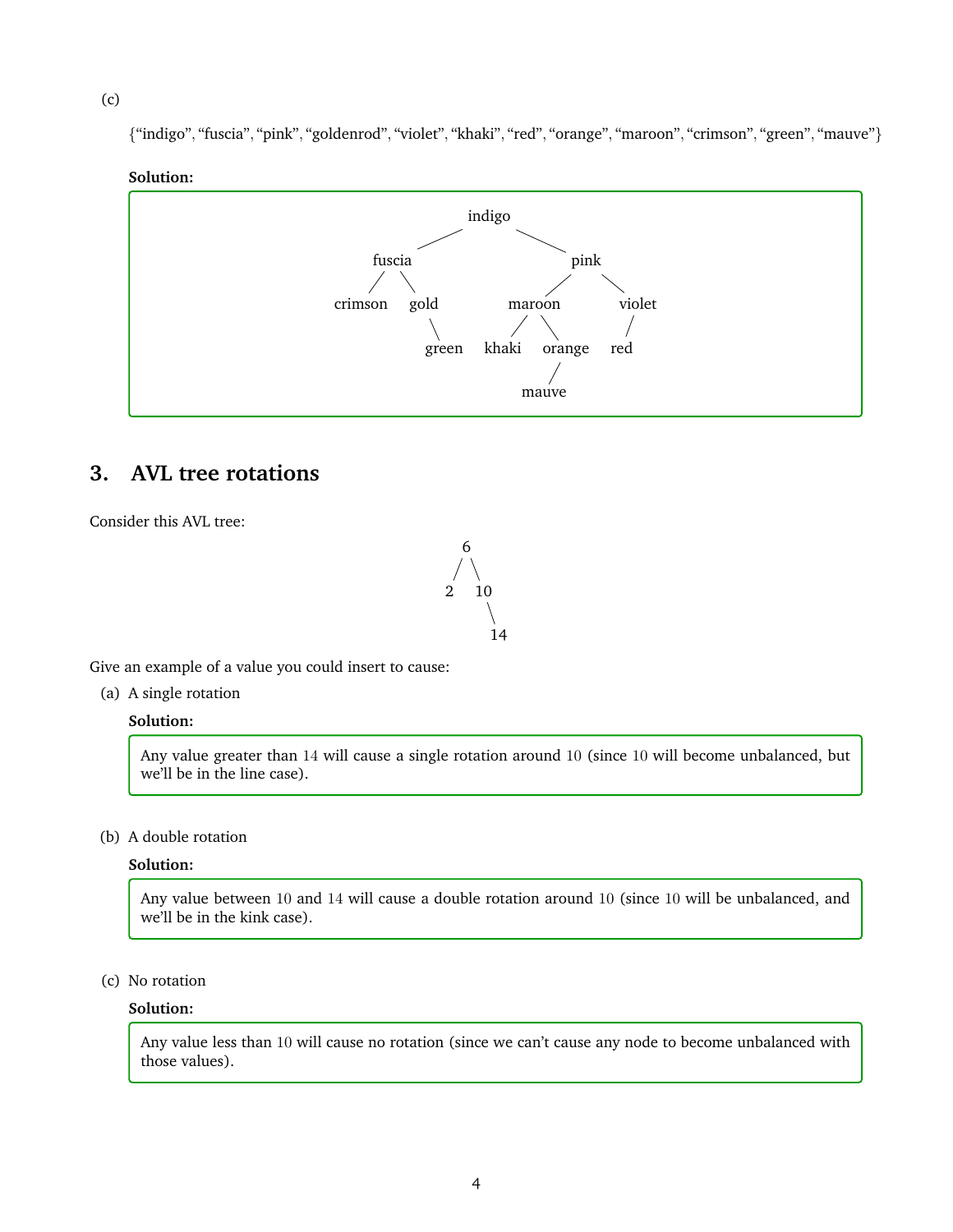(c)

{“indigo”, “fuscia”, “pink”, “goldenrod”, “violet”, “khaki”, “red”, “orange”, “maroon”, “crimson”, “green”, “mauve”}

**Solution:**

```
                 indigo
              /          \
         fuscia            pink
        /      \          /     \
   crimson    gold    maroon    violet
                \     /    \       /
              green khaki orange  red
                           /
                        mauve
```

## 3. AVL tree rotations

Consider this AVL tree:

```
      6
     / \
    2   10
          \
           14
```

Give an example of a value you could insert to cause:

(a) A single rotation

**Solution:**

Any value greater than 14 will cause a single rotation around 10 (since 10 will become unbalanced, but we'll be in the line case).

(b) A double rotation

**Solution:**

Any value between 10 and 14 will cause a double rotation around 10 (since 10 will be unbalanced, and we'll be in the kink case).

(c) No rotation

**Solution:**

Any value less than 10 will cause no rotation (since we can't cause any node to become unbalanced with those values).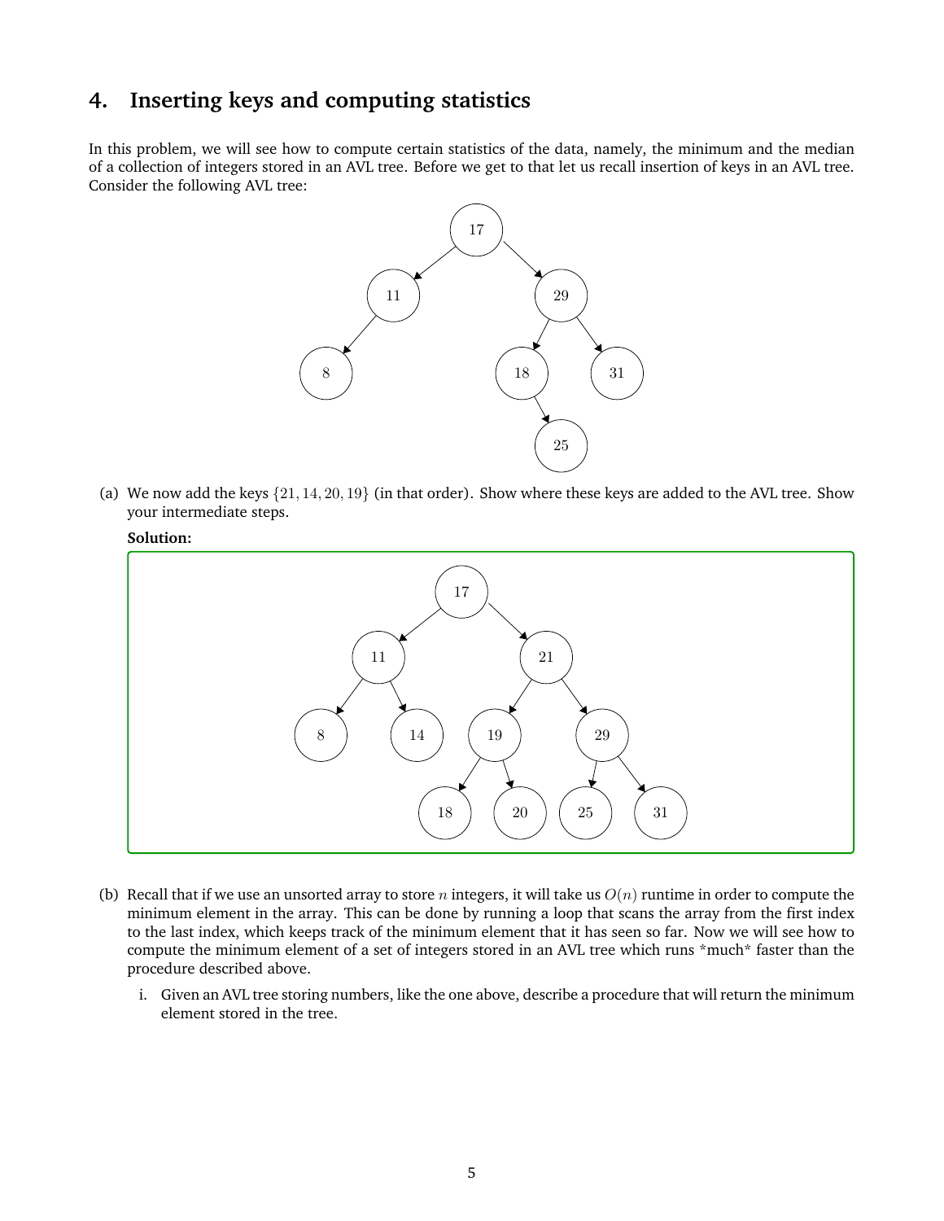## 4. Inserting keys and computing statistics

In this problem, we will see how to compute certain statistics of the data, namely, the minimum and the median of a collection of integers stored in an AVL tree. Before we get to that let us recall insertion of keys in an AVL tree. Consider the following AVL tree:

(a) We now add the keys $\{21, 14, 20, 19\}$ (in that order). Show where these keys are added to the AVL tree. Show your intermediate steps.

**Solution:**

(b) Recall that if we use an unsorted array to store $n$ integers, it will take us $O(n)$ runtime in order to compute the minimum element in the array. This can be done by running a loop that scans the array from the first index to the last index, which keeps track of the minimum element that it has seen so far. Now we will see how to compute the minimum element of a set of integers stored in an AVL tree which runs *much* faster than the procedure described above.

i. Given an AVL tree storing numbers, like the one above, describe a procedure that will return the minimum element stored in the tree.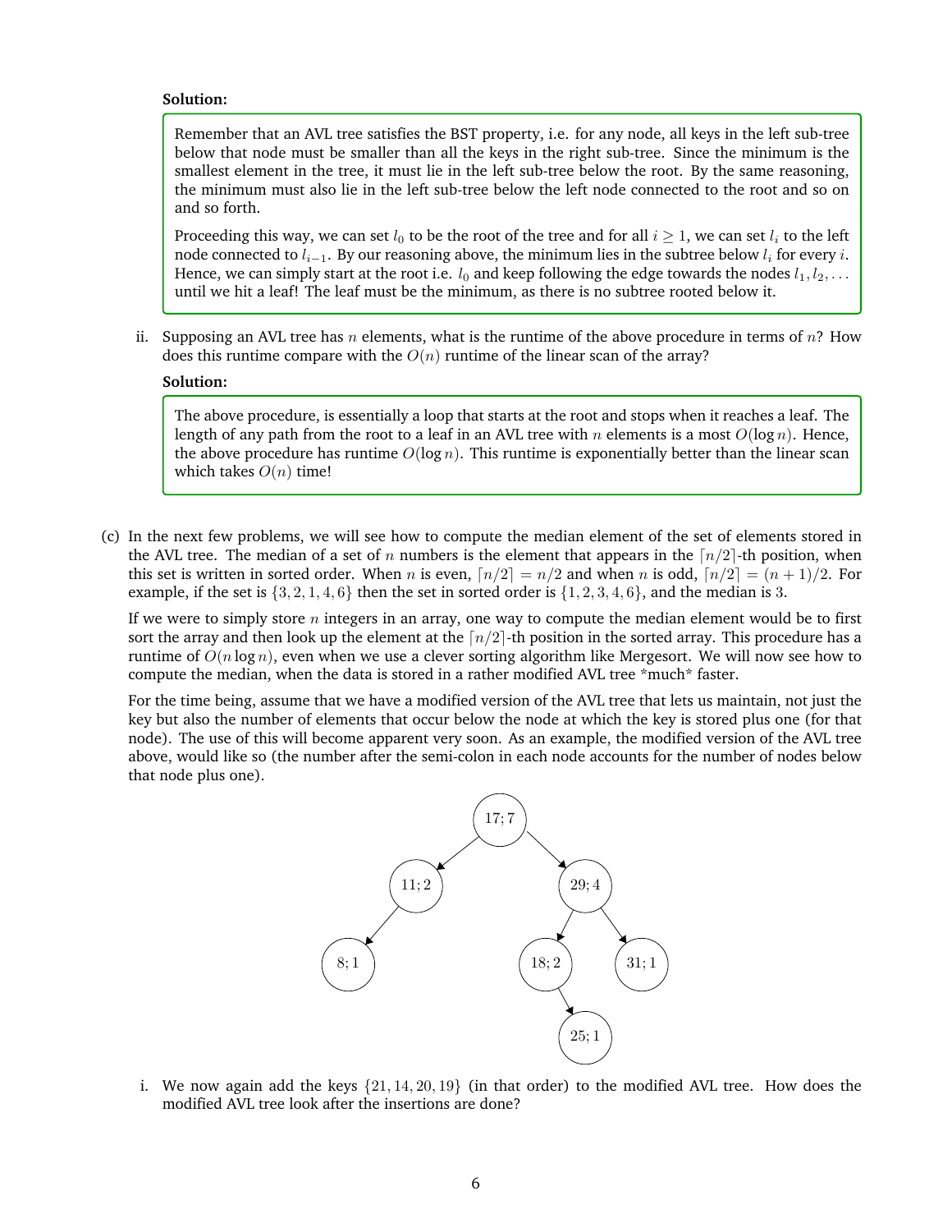**Solution:**

> Remember that an AVL tree satisfies the BST property, i.e. for any node, all keys in the left sub-tree below that node must be smaller than all the keys in the right sub-tree. Since the minimum is the smallest element in the tree, it must lie in the left sub-tree below the root. By the same reasoning, the minimum must also lie in the left sub-tree below the left node connected to the root and so on and so forth.
>
> Proceeding this way, we can set $l_0$ to be the root of the tree and for all $i \geq 1$, we can set $l_i$ to the left node connected to $l_{i-1}$. By our reasoning above, the minimum lies in the subtree below $l_i$ for every $i$. Hence, we can simply start at the root i.e. $l_0$ and keep following the edge towards the nodes $l_1, l_2, \ldots$ until we hit a leaf! The leaf must be the minimum, as there is no subtree rooted below it.

ii. Supposing an AVL tree has $n$ elements, what is the runtime of the above procedure in terms of $n$? How does this runtime compare with the $O(n)$ runtime of the linear scan of the array?

**Solution:**

> The above procedure, is essentially a loop that starts at the root and stops when it reaches a leaf. The length of any path from the root to a leaf in an AVL tree with $n$ elements is a most $O(\log n)$. Hence, the above procedure has runtime $O(\log n)$. This runtime is exponentially better than the linear scan which takes $O(n)$ time!

(c) In the next few problems, we will see how to compute the median element of the set of elements stored in the AVL tree. The median of a set of $n$ numbers is the element that appears in the $\lceil n/2 \rceil$-th position, when this set is written in sorted order. When $n$ is even, $\lceil n/2 \rceil = n/2$ and when $n$ is odd, $\lceil n/2 \rceil = (n+1)/2$. For example, if the set is $\{3, 2, 1, 4, 6\}$ then the set in sorted order is $\{1, 2, 3, 4, 6\}$, and the median is $3$.

If we were to simply store $n$ integers in an array, one way to compute the median element would be to first sort the array and then look up the element at the $\lceil n/2 \rceil$-th position in the sorted array. This procedure has a runtime of $O(n \log n)$, even when we use a clever sorting algorithm like Mergesort. We will now see how to compute the median, when the data is stored in a rather modified AVL tree *much* faster.

For the time being, assume that we have a modified version of the AVL tree that lets us maintain, not just the key but also the number of elements that occur below the node at which the key is stored plus one (for that node). The use of this will become apparent very soon. As an example, the modified version of the AVL tree above, would like so (the number after the semi-colon in each node accounts for the number of nodes below that node plus one).

```
              17;7
            /      \
         11;2      29;4
         /         /    \
      8;1       18;2    31;1
                   \
                   25;1
```

i. We now again add the keys $\{21, 14, 20, 19\}$ (in that order) to the modified AVL tree. How does the modified AVL tree look after the insertions are done?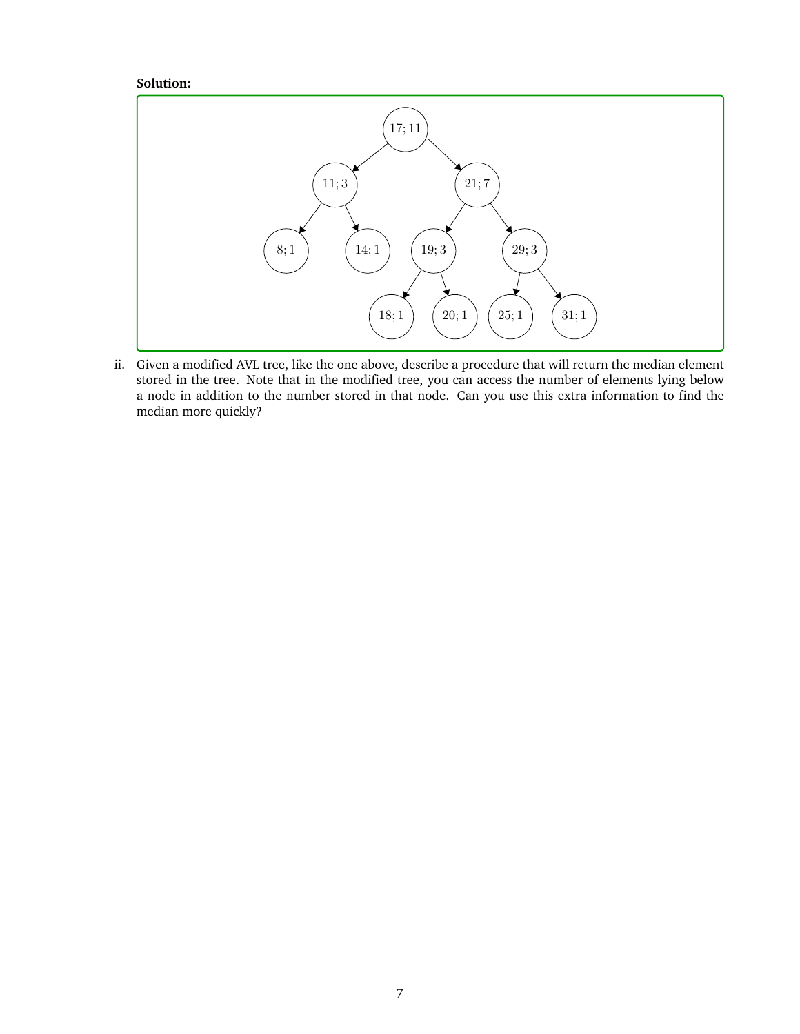**Solution:**

ii. Given a modified AVL tree, like the one above, describe a procedure that will return the median element stored in the tree. Note that in the modified tree, you can access the number of elements lying below a node in addition to the number stored in that node. Can you use this extra information to find the median more quickly?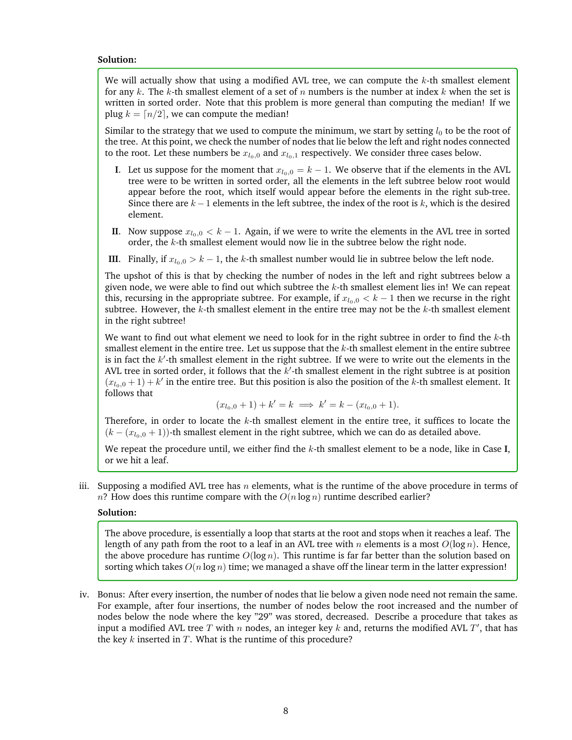**Solution:**

We will actually show that using a modified AVL tree, we can compute the $k$-th smallest element for any $k$. The $k$-th smallest element of a set of $n$ numbers is the number at index $k$ when the set is written in sorted order. Note that this problem is more general than computing the median! If we plug $k = \lceil n/2 \rceil$, we can compute the median!

Similar to the strategy that we used to compute the minimum, we start by setting $l_0$ to be the root of the tree. At this point, we check the number of nodes that lie below the left and right nodes connected to the root. Let these numbers be $x_{l_0,0}$ and $x_{l_0,1}$ respectively. We consider three cases below.

**I.** Let us suppose for the moment that $x_{l_0,0} = k - 1$. We observe that if the elements in the AVL tree were to be written in sorted order, all the elements in the left subtree below root would appear before the root, which itself would appear before the elements in the right sub-tree. Since there are $k - 1$ elements in the left subtree, the index of the root is $k$, which is the desired element.

**II.** Now suppose $x_{l_0,0} < k - 1$. Again, if we were to write the elements in the AVL tree in sorted order, the $k$-th smallest element would now lie in the subtree below the right node.

**III.** Finally, if $x_{l_0,0} > k - 1$, the $k$-th smallest number would lie in subtree below the left node.

The upshot of this is that by checking the number of nodes in the left and right subtrees below a given node, we were able to find out which subtree the $k$-th smallest element lies in! We can repeat this, recursing in the appropriate subtree. For example, if $x_{l_0,0} < k - 1$ then we recurse in the right subtree. However, the $k$-th smallest element in the entire tree may not be the $k$-th smallest element in the right subtree!

We want to find out what element we need to look for in the right subtree in order to find the $k$-th smallest element in the entire tree. Let us suppose that the $k$-th smallest element in the entire subtree is in fact the $k'$-th smallest element in the right subtree. If we were to write out the elements in the AVL tree in sorted order, it follows that the $k'$-th smallest element in the right subtree is at position $(x_{l_0,0} + 1) + k'$ in the entire tree. But this position is also the position of the $k$-th smallest element. It follows that

$$(x_{l_0,0} + 1) + k' = k \implies k' = k - (x_{l_0,0} + 1).$$

Therefore, in order to locate the $k$-th smallest element in the entire tree, it suffices to locate the $(k - (x_{l_0,0} + 1))$-th smallest element in the right subtree, which we can do as detailed above.

We repeat the procedure until, we either find the $k$-th smallest element to be a node, like in Case **I**, or we hit a leaf.

iii. Supposing a modified AVL tree has $n$ elements, what is the runtime of the above procedure in terms of $n$? How does this runtime compare with the $O(n \log n)$ runtime described earlier?

**Solution:**

The above procedure, is essentially a loop that starts at the root and stops when it reaches a leaf. The length of any path from the root to a leaf in an AVL tree with $n$ elements is a most $O(\log n)$. Hence, the above procedure has runtime $O(\log n)$. This runtime is far far better than the solution based on sorting which takes $O(n \log n)$ time; we managed a shave off the linear term in the latter expression!

iv. Bonus: After every insertion, the number of nodes that lie below a given node need not remain the same. For example, after four insertions, the number of nodes below the root increased and the number of nodes below the node where the key "29" was stored, decreased. Describe a procedure that takes as input a modified AVL tree $T$ with $n$ nodes, an integer key $k$ and, returns the modified AVL $T'$, that has the key $k$ inserted in $T$. What is the runtime of this procedure?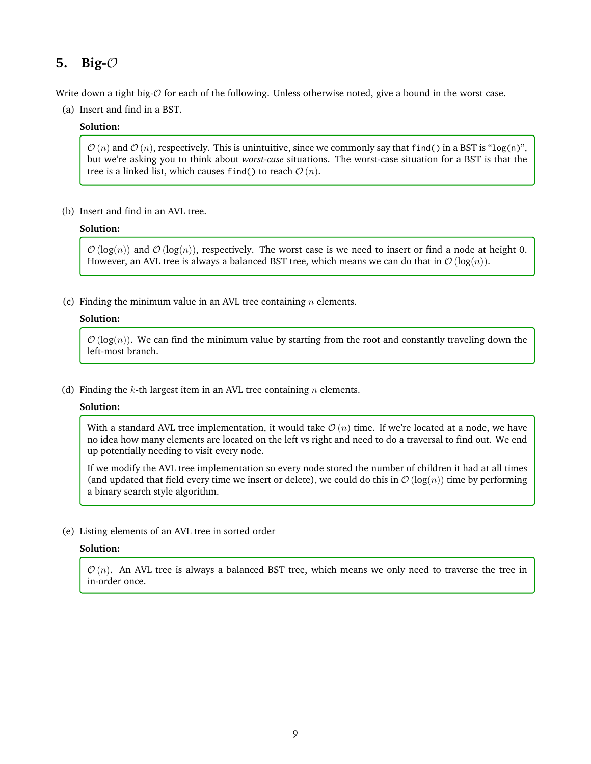## 5. Big-$\mathcal{O}$

Write down a tight big-$\mathcal{O}$ for each of the following. Unless otherwise noted, give a bound in the worst case.

(a) Insert and find in a BST.

**Solution:**

> $\mathcal{O}(n)$ and $\mathcal{O}(n)$, respectively. This is unintuitive, since we commonly say that `find()` in a BST is "`log(n)`", but we're asking you to think about *worst-case* situations. The worst-case situation for a BST is that the tree is a linked list, which causes `find()` to reach $\mathcal{O}(n)$.

(b) Insert and find in an AVL tree.

**Solution:**

> $\mathcal{O}(\log(n))$ and $\mathcal{O}(\log(n))$, respectively. The worst case is we need to insert or find a node at height 0. However, an AVL tree is always a balanced BST tree, which means we can do that in $\mathcal{O}(\log(n))$.

(c) Finding the minimum value in an AVL tree containing $n$ elements.

**Solution:**

> $\mathcal{O}(\log(n))$. We can find the minimum value by starting from the root and constantly traveling down the left-most branch.

(d) Finding the $k$-th largest item in an AVL tree containing $n$ elements.

**Solution:**

> With a standard AVL tree implementation, it would take $\mathcal{O}(n)$ time. If we're located at a node, we have no idea how many elements are located on the left vs right and need to do a traversal to find out. We end up potentially needing to visit every node.
>
> If we modify the AVL tree implementation so every node stored the number of children it had at all times (and updated that field every time we insert or delete), we could do this in $\mathcal{O}(\log(n))$ time by performing a binary search style algorithm.

(e) Listing elements of an AVL tree in sorted order

**Solution:**

> $\mathcal{O}(n)$. An AVL tree is always a balanced BST tree, which means we only need to traverse the tree in in-order once.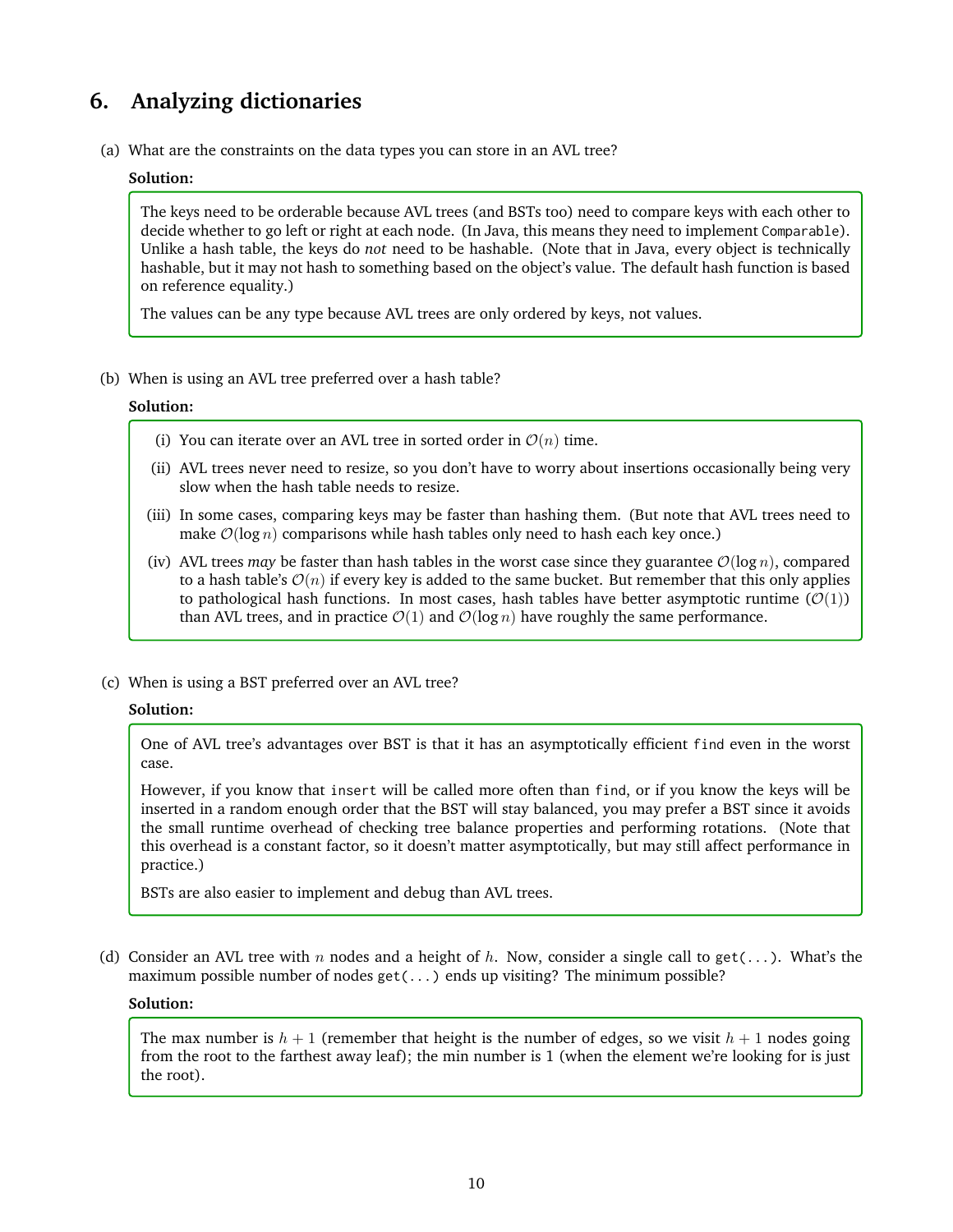## 6. Analyzing dictionaries

(a) What are the constraints on the data types you can store in an AVL tree?

**Solution:**

The keys need to be orderable because AVL trees (and BSTs too) need to compare keys with each other to decide whether to go left or right at each node. (In Java, this means they need to implement `Comparable`). Unlike a hash table, the keys do *not* need to be hashable. (Note that in Java, every object is technically hashable, but it may not hash to something based on the object's value. The default hash function is based on reference equality.)

The values can be any type because AVL trees are only ordered by keys, not values.

(b) When is using an AVL tree preferred over a hash table?

**Solution:**

(i) You can iterate over an AVL tree in sorted order in $\mathcal{O}(n)$ time.

(ii) AVL trees never need to resize, so you don't have to worry about insertions occasionally being very slow when the hash table needs to resize.

(iii) In some cases, comparing keys may be faster than hashing them. (But note that AVL trees need to make $\mathcal{O}(\log n)$ comparisons while hash tables only need to hash each key once.)

(iv) AVL trees *may* be faster than hash tables in the worst case since they guarantee $\mathcal{O}(\log n)$, compared to a hash table's $\mathcal{O}(n)$ if every key is added to the same bucket. But remember that this only applies to pathological hash functions. In most cases, hash tables have better asymptotic runtime ($\mathcal{O}(1)$) than AVL trees, and in practice $\mathcal{O}(1)$ and $\mathcal{O}(\log n)$ have roughly the same performance.

(c) When is using a BST preferred over an AVL tree?

**Solution:**

One of AVL tree's advantages over BST is that it has an asymptotically efficient `find` even in the worst case.

However, if you know that `insert` will be called more often than `find`, or if you know the keys will be inserted in a random enough order that the BST will stay balanced, you may prefer a BST since it avoids the small runtime overhead of checking tree balance properties and performing rotations. (Note that this overhead is a constant factor, so it doesn't matter asymptotically, but may still affect performance in practice.)

BSTs are also easier to implement and debug than AVL trees.

(d) Consider an AVL tree with $n$ nodes and a height of $h$. Now, consider a single call to `get(...)`. What's the maximum possible number of nodes `get(...)` ends up visiting? The minimum possible?

**Solution:**

The max number is $h + 1$ (remember that height is the number of edges, so we visit $h + 1$ nodes going from the root to the farthest away leaf); the min number is 1 (when the element we're looking for is just the root).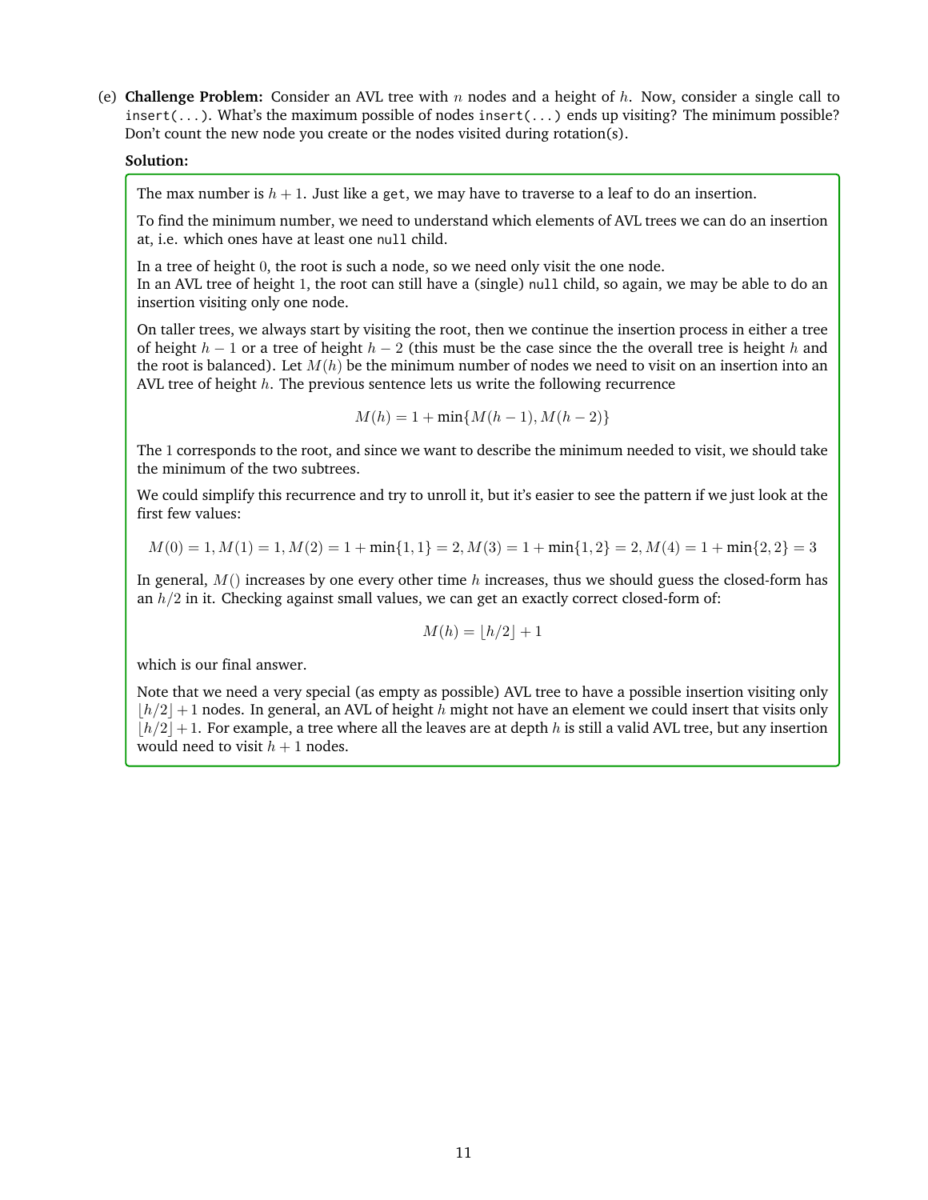(e) **Challenge Problem:** Consider an AVL tree with $n$ nodes and a height of $h$. Now, consider a single call to `insert(...)`. What's the maximum possible of nodes `insert(...)` ends up visiting? The minimum possible? Don't count the new node you create or the nodes visited during rotation(s).

**Solution:**

The max number is $h + 1$. Just like a `get`, we may have to traverse to a leaf to do an insertion.

To find the minimum number, we need to understand which elements of AVL trees we can do an insertion at, i.e. which ones have at least one `null` child.

In a tree of height $0$, the root is such a node, so we need only visit the one node.
In an AVL tree of height $1$, the root can still have a (single) `null` child, so again, we may be able to do an insertion visiting only one node.

On taller trees, we always start by visiting the root, then we continue the insertion process in either a tree of height $h - 1$ or a tree of height $h - 2$ (this must be the case since the the overall tree is height $h$ and the root is balanced). Let $M(h)$ be the minimum number of nodes we need to visit on an insertion into an AVL tree of height $h$. The previous sentence lets us write the following recurrence

$$M(h) = 1 + \min\{M(h-1), M(h-2)\}$$

The $1$ corresponds to the root, and since we want to describe the minimum needed to visit, we should take the minimum of the two subtrees.

We could simplify this recurrence and try to unroll it, but it's easier to see the pattern if we just look at the first few values:

$$M(0) = 1, M(1) = 1, M(2) = 1 + \min\{1, 1\} = 2, M(3) = 1 + \min\{1, 2\} = 2, M(4) = 1 + \min\{2, 2\} = 3$$

In general, $M()$ increases by one every other time $h$ increases, thus we should guess the closed-form has an $h/2$ in it. Checking against small values, we can get an exactly correct closed-form of:

$$M(h) = \lfloor h/2 \rfloor + 1$$

which is our final answer.

Note that we need a very special (as empty as possible) AVL tree to have a possible insertion visiting only $\lfloor h/2 \rfloor + 1$ nodes. In general, an AVL of height $h$ might not have an element we could insert that visits only $\lfloor h/2 \rfloor + 1$. For example, a tree where all the leaves are at depth $h$ is still a valid AVL tree, but any insertion would need to visit $h + 1$ nodes.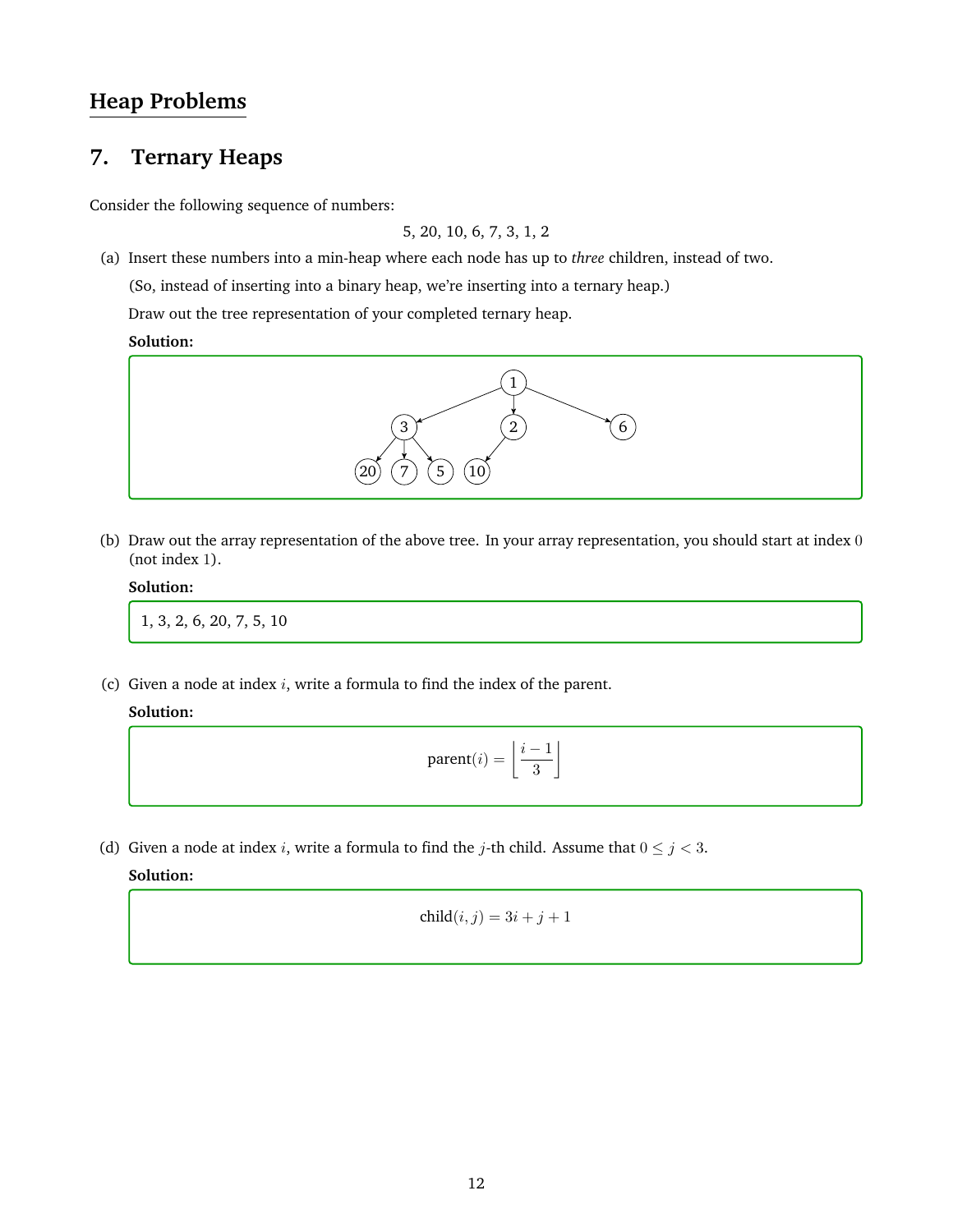## Heap Problems

## 7. Ternary Heaps

Consider the following sequence of numbers:

5, 20, 10, 6, 7, 3, 1, 2

(a) Insert these numbers into a min-heap where each node has up to *three* children, instead of two.

(So, instead of inserting into a binary heap, we're inserting into a ternary heap.)

Draw out the tree representation of your completed ternary heap.

**Solution:**

```
              1
        /     |     \
       3      2      6
     / | \    |
   20  7  5   10
```

(b) Draw out the array representation of the above tree. In your array representation, you should start at index 0 (not index 1).

**Solution:**

1, 3, 2, 6, 20, 7, 5, 10

(c) Given a node at index $i$, write a formula to find the index of the parent.

**Solution:**

$$\text{parent}(i) = \left\lfloor \frac{i-1}{3} \right\rfloor$$

(d) Given a node at index $i$, write a formula to find the $j$-th child. Assume that $0 \le j < 3$.

**Solution:**

$$\text{child}(i, j) = 3i + j + 1$$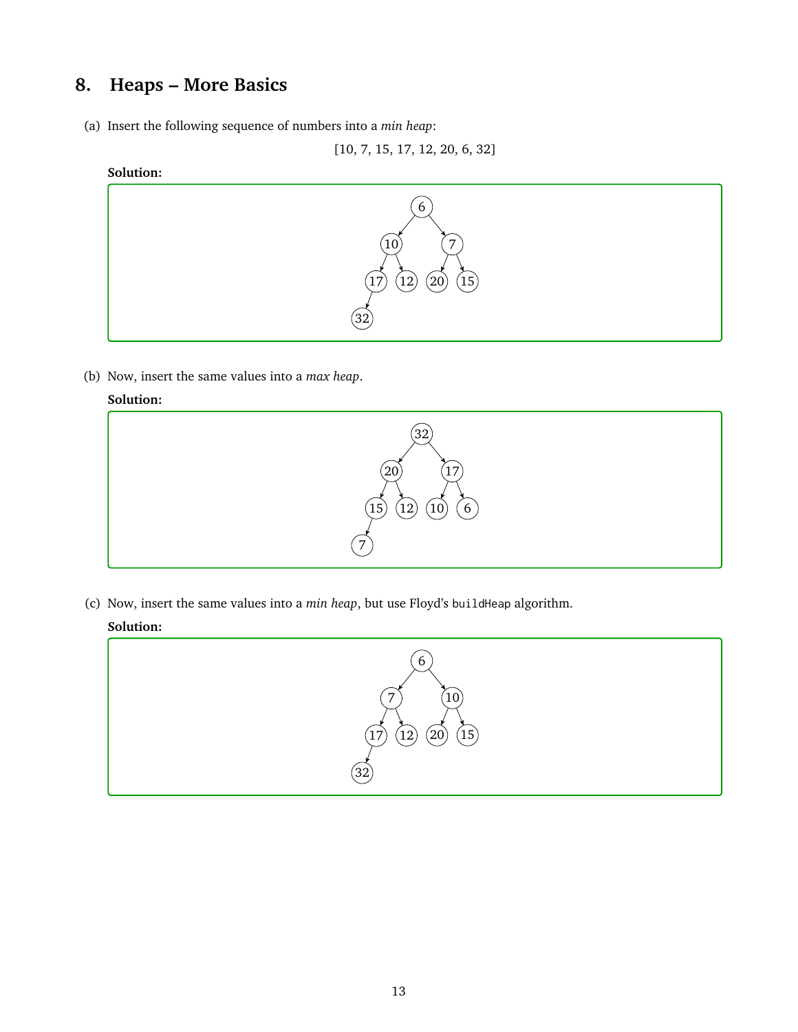## 8. Heaps – More Basics

(a) Insert the following sequence of numbers into a *min heap*:

[10, 7, 15, 17, 12, 20, 6, 32]

**Solution:**

(b) Now, insert the same values into a *max heap*.

**Solution:**

(c) Now, insert the same values into a *min heap*, but use Floyd's `buildHeap` algorithm.

**Solution:**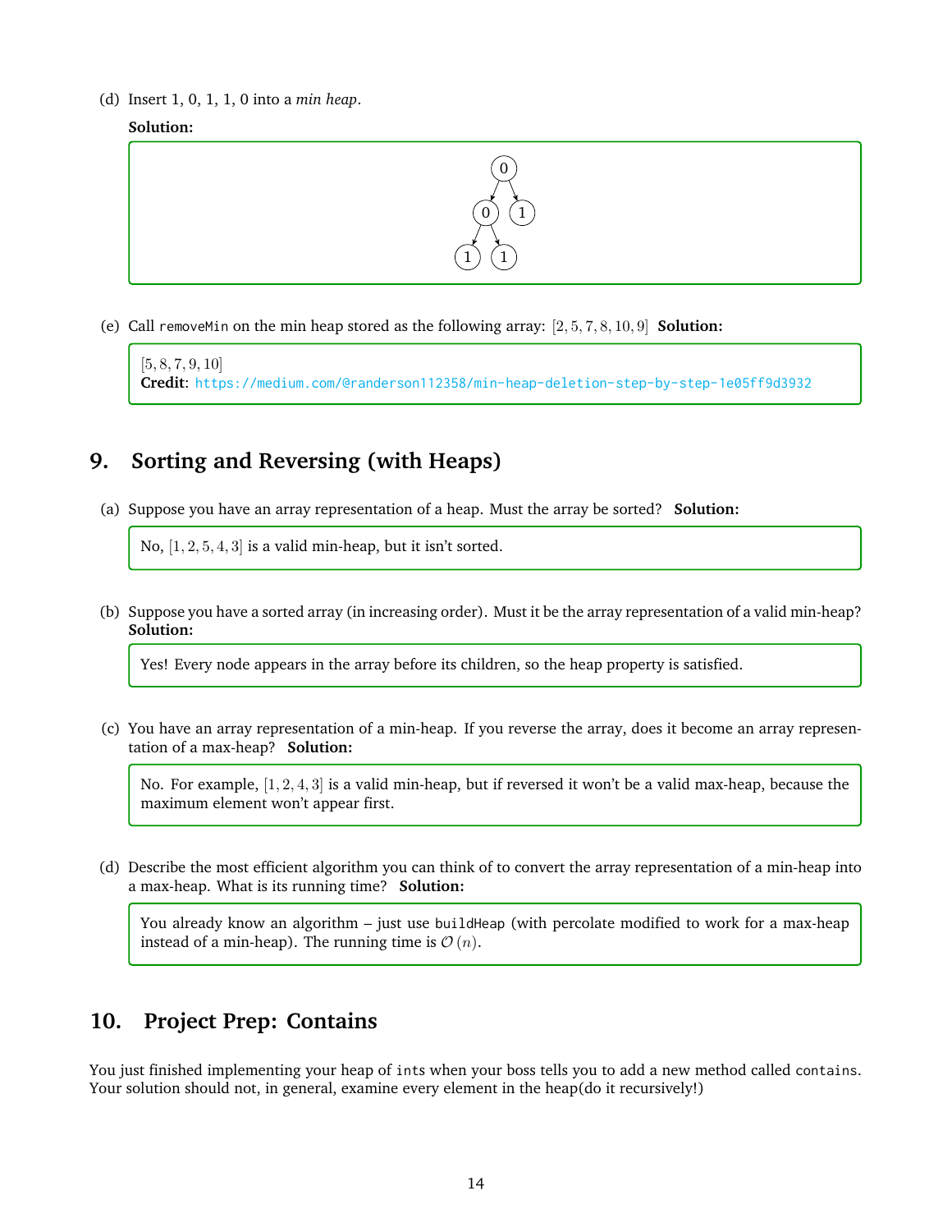(d) Insert 1, 0, 1, 1, 0 into a *min heap*.

**Solution:**

```
        0
       / \
      0   1
     / \
    1   1
```

(e) Call `removeMin` on the min heap stored as the following array: $[2, 5, 7, 8, 10, 9]$ **Solution:**

$[5, 8, 7, 9, 10]$
**Credit**: https://medium.com/@randerson112358/min-heap-deletion-step-by-step-1e05ff9d3932

## 9. Sorting and Reversing (with Heaps)

(a) Suppose you have an array representation of a heap. Must the array be sorted? **Solution:**

No, $[1, 2, 5, 4, 3]$ is a valid min-heap, but it isn't sorted.

(b) Suppose you have a sorted array (in increasing order). Must it be the array representation of a valid min-heap? **Solution:**

Yes! Every node appears in the array before its children, so the heap property is satisfied.

(c) You have an array representation of a min-heap. If you reverse the array, does it become an array representation of a max-heap? **Solution:**

No. For example, $[1, 2, 4, 3]$ is a valid min-heap, but if reversed it won't be a valid max-heap, because the maximum element won't appear first.

(d) Describe the most efficient algorithm you can think of to convert the array representation of a min-heap into a max-heap. What is its running time? **Solution:**

You already know an algorithm – just use `buildHeap` (with percolate modified to work for a max-heap instead of a min-heap). The running time is $\mathcal{O}(n)$.

## 10. Project Prep: Contains

You just finished implementing your heap of `int`s when your boss tells you to add a new method called `contains`. Your solution should not, in general, examine every element in the heap(do it recursively!)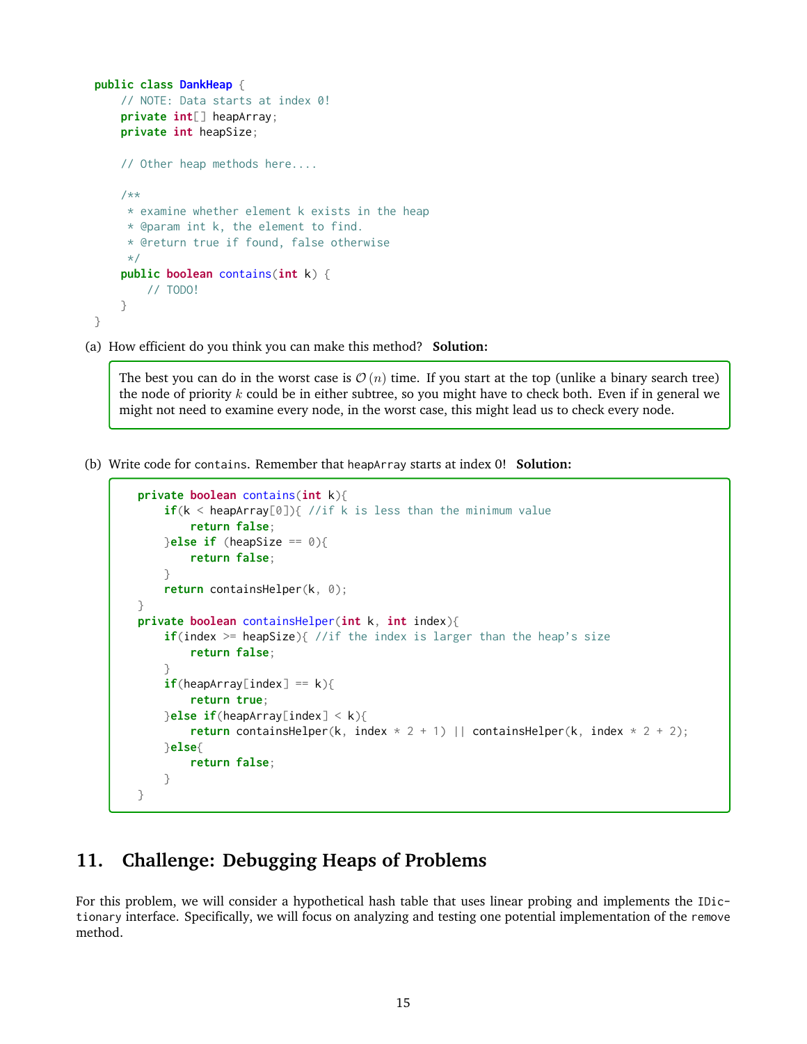```java
public class DankHeap {
    // NOTE: Data starts at index 0!
    private int[] heapArray;
    private int heapSize;

    // Other heap methods here....

    /**
     * examine whether element k exists in the heap
     * @param int k, the element to find.
     * @return true if found, false otherwise
     */
    public boolean contains(int k) {
        // TODO!
    }
}
```

(a) How efficient do you think you can make this method? **Solution:**

> The best you can do in the worst case is $\mathcal{O}(n)$ time. If you start at the top (unlike a binary search tree) the node of priority $k$ could be in either subtree, so you might have to check both. Even if in general we might not need to examine every node, in the worst case, this might lead us to check every node.

(b) Write code for `contains`. Remember that `heapArray` starts at index 0! **Solution:**

```java
private boolean contains(int k){
    if(k < heapArray[0]){ //if k is less than the minimum value
        return false;
    }else if (heapSize == 0){
        return false;
    }
    return containsHelper(k, 0);
}
private boolean containsHelper(int k, int index){
    if(index >= heapSize){ //if the index is larger than the heap's size
        return false;
    }
    if(heapArray[index] == k){
        return true;
    }else if(heapArray[index] < k){
        return containsHelper(k, index * 2 + 1) || containsHelper(k, index * 2 + 2);
    }else{
        return false;
    }
}
```

## 11. Challenge: Debugging Heaps of Problems

For this problem, we will consider a hypothetical hash table that uses linear probing and implements the `IDictionary` interface. Specifically, we will focus on analyzing and testing one potential implementation of the `remove` method.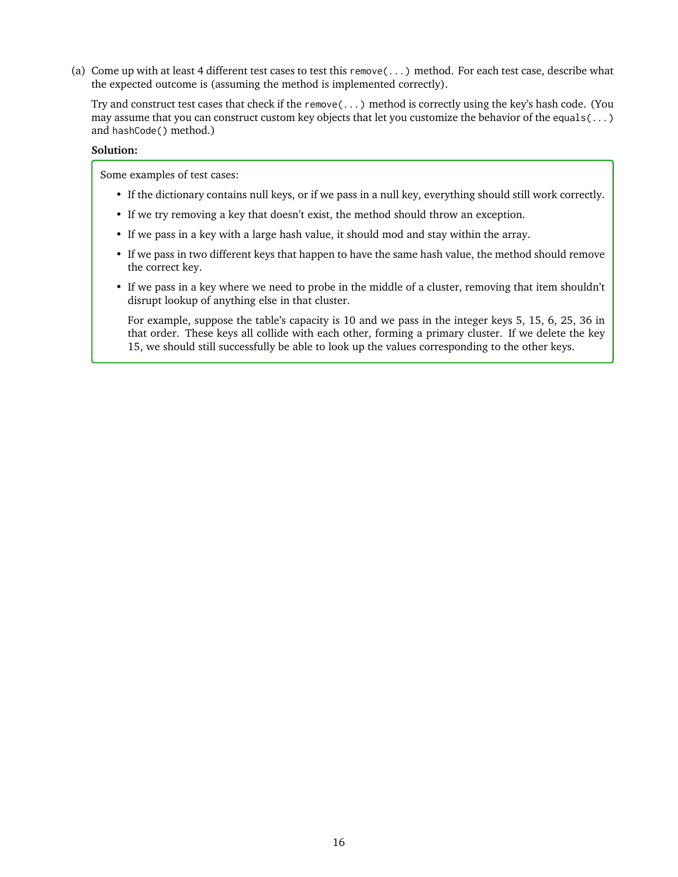(a) Come up with at least 4 different test cases to test this `remove(...)` method. For each test case, describe what the expected outcome is (assuming the method is implemented correctly).

Try and construct test cases that check if the `remove(...)` method is correctly using the key's hash code. (You may assume that you can construct custom key objects that let you customize the behavior of the `equals(...)` and `hashCode()` method.)

**Solution:**

Some examples of test cases:

- If the dictionary contains null keys, or if we pass in a null key, everything should still work correctly.
- If we try removing a key that doesn't exist, the method should throw an exception.
- If we pass in a key with a large hash value, it should mod and stay within the array.
- If we pass in two different keys that happen to have the same hash value, the method should remove the correct key.
- If we pass in a key where we need to probe in the middle of a cluster, removing that item shouldn't disrupt lookup of anything else in that cluster.

  For example, suppose the table's capacity is 10 and we pass in the integer keys 5, 15, 6, 25, 36 in that order. These keys all collide with each other, forming a primary cluster. If we delete the key 15, we should still successfully be able to look up the values corresponding to the other keys.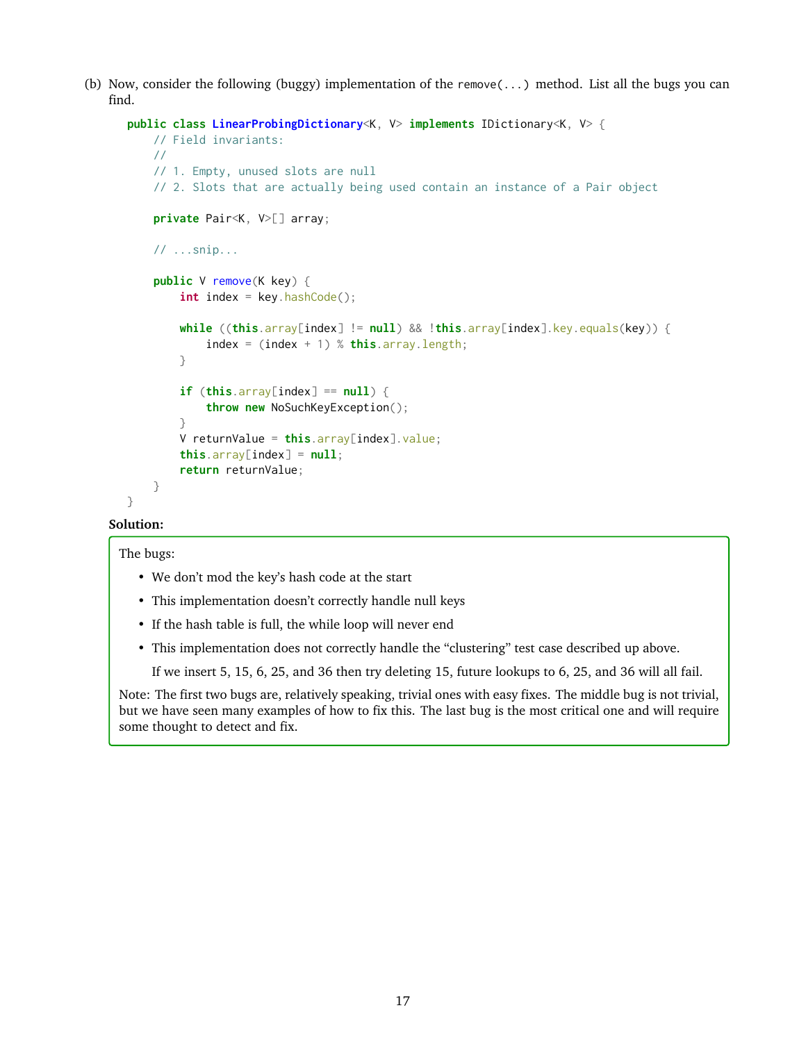(b) Now, consider the following (buggy) implementation of the `remove(...)` method. List all the bugs you can find.

```
public class LinearProbingDictionary<K, V> implements IDictionary<K, V> {
    // Field invariants:
    //
    // 1. Empty, unused slots are null
    // 2. Slots that are actually being used contain an instance of a Pair object

    private Pair<K, V>[] array;

    // ...snip...

    public V remove(K key) {
        int index = key.hashCode();

        while ((this.array[index] != null) && !this.array[index].key.equals(key)) {
            index = (index + 1) % this.array.length;
        }

        if (this.array[index] == null) {
            throw new NoSuchKeyException();
        }
        V returnValue = this.array[index].value;
        this.array[index] = null;
        return returnValue;
    }
}
```

**Solution:**

The bugs:

- We don't mod the key's hash code at the start
- This implementation doesn't correctly handle null keys
- If the hash table is full, the while loop will never end
- This implementation does not correctly handle the "clustering" test case described up above.

  If we insert 5, 15, 6, 25, and 36 then try deleting 15, future lookups to 6, 25, and 36 will all fail.

Note: The first two bugs are, relatively speaking, trivial ones with easy fixes. The middle bug is not trivial, but we have seen many examples of how to fix this. The last bug is the most critical one and will require some thought to detect and fix.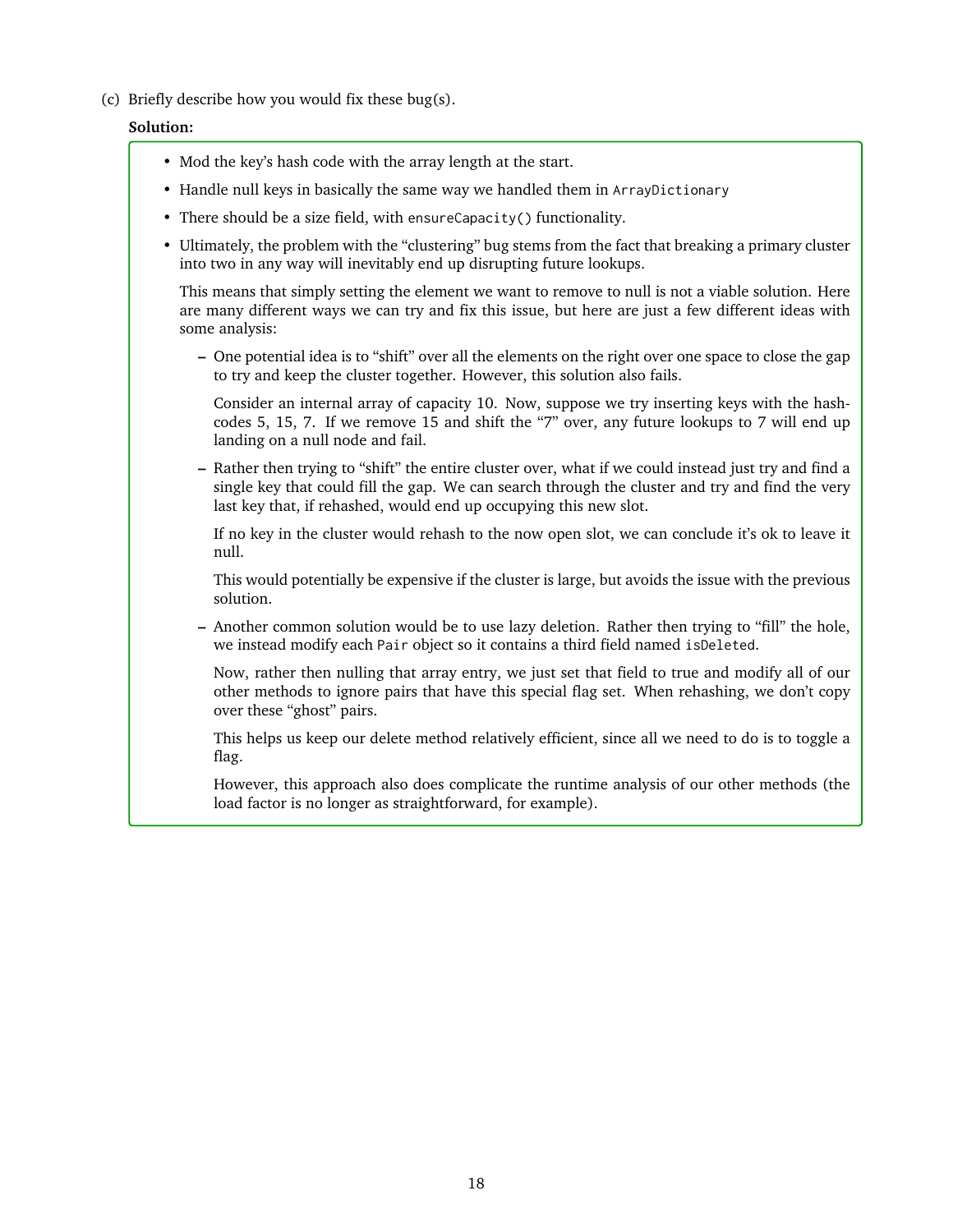(c) Briefly describe how you would fix these bug(s).

**Solution:**

- Mod the key's hash code with the array length at the start.
- Handle null keys in basically the same way we handled them in `ArrayDictionary`
- There should be a size field, with `ensureCapacity()` functionality.
- Ultimately, the problem with the "clustering" bug stems from the fact that breaking a primary cluster into two in any way will inevitably end up disrupting future lookups.

  This means that simply setting the element we want to remove to null is not a viable solution. Here are many different ways we can try and fix this issue, but here are just a few different ideas with some analysis:

  - One potential idea is to "shift" over all the elements on the right over one space to close the gap to try and keep the cluster together. However, this solution also fails.

    Consider an internal array of capacity 10. Now, suppose we try inserting keys with the hash-codes 5, 15, 7. If we remove 15 and shift the "7" over, any future lookups to 7 will end up landing on a null node and fail.

  - Rather then trying to "shift" the entire cluster over, what if we could instead just try and find a single key that could fill the gap. We can search through the cluster and try and find the very last key that, if rehashed, would end up occupying this new slot.

    If no key in the cluster would rehash to the now open slot, we can conclude it's ok to leave it null.

    This would potentially be expensive if the cluster is large, but avoids the issue with the previous solution.

  - Another common solution would be to use lazy deletion. Rather then trying to "fill" the hole, we instead modify each `Pair` object so it contains a third field named `isDeleted`.

    Now, rather then nulling that array entry, we just set that field to true and modify all of our other methods to ignore pairs that have this special flag set. When rehashing, we don't copy over these "ghost" pairs.

    This helps us keep our delete method relatively efficient, since all we need to do is to toggle a flag.

    However, this approach also does complicate the runtime analysis of our other methods (the load factor is no longer as straightforward, for example).